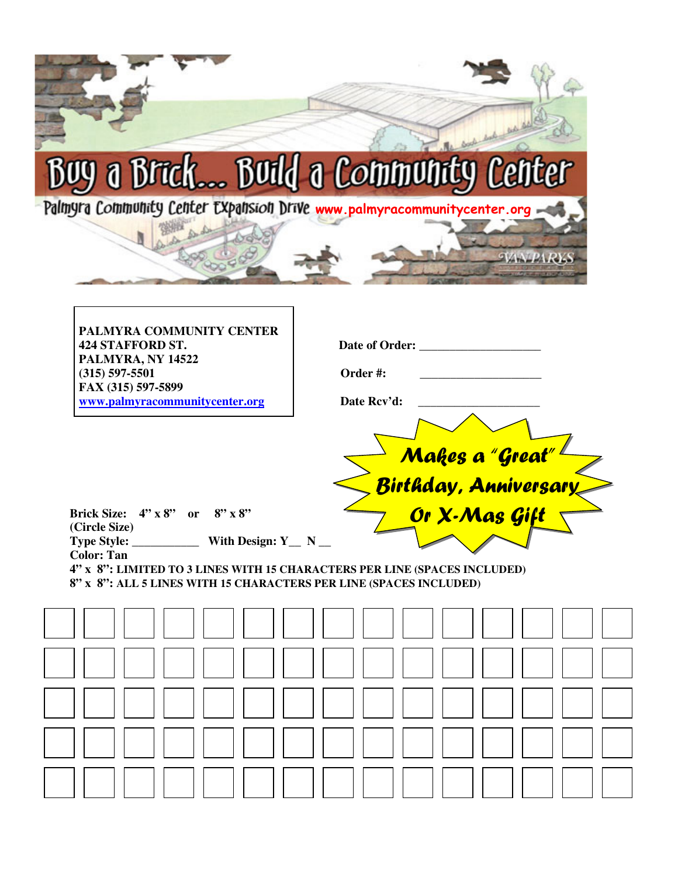# Buy a Brick... Build a Community Center

Palmyra Community Center Expansion Drive www.palmyracommunitycenter.org

VAN PARYS

**PALMYRA COMMUNITY CENTER**
**424 STAFFORD ST.**
**PALMYRA, NY 14522**
**(315) 597-5501**
**FAX (315) 597-5899**
**www.palmyracommunitycenter.org**

**Date of Order:** ____________________

**Order #:** ____________________

**Date Rcv'd:** ____________________

***Makes a "Great" Birthday, Anniversary Or X-Mas Gift***

**Brick Size: 4" x 8" or 8" x 8"**
**(Circle Size)**
**Type Style:** ___________ **With Design: Y__ N __**
**Color: Tan**
**4" x 8": LIMITED TO 3 LINES WITH 15 CHARACTERS PER LINE (SPACES INCLUDED)**
**8" x 8": ALL 5 LINES WITH 15 CHARACTERS PER LINE (SPACES INCLUDED)**

| | | | | | | | | | | | | | | |
|---|---|---|---|---|---|---|---|---|---|---|---|---|---|---|
| | | | | | | | | | | | | | | |
| | | | | | | | | | | | | | | |
| | | | | | | | | | | | | | | |
| | | | | | | | | | | | | | | |
| | | | | | | | | | | | | | | |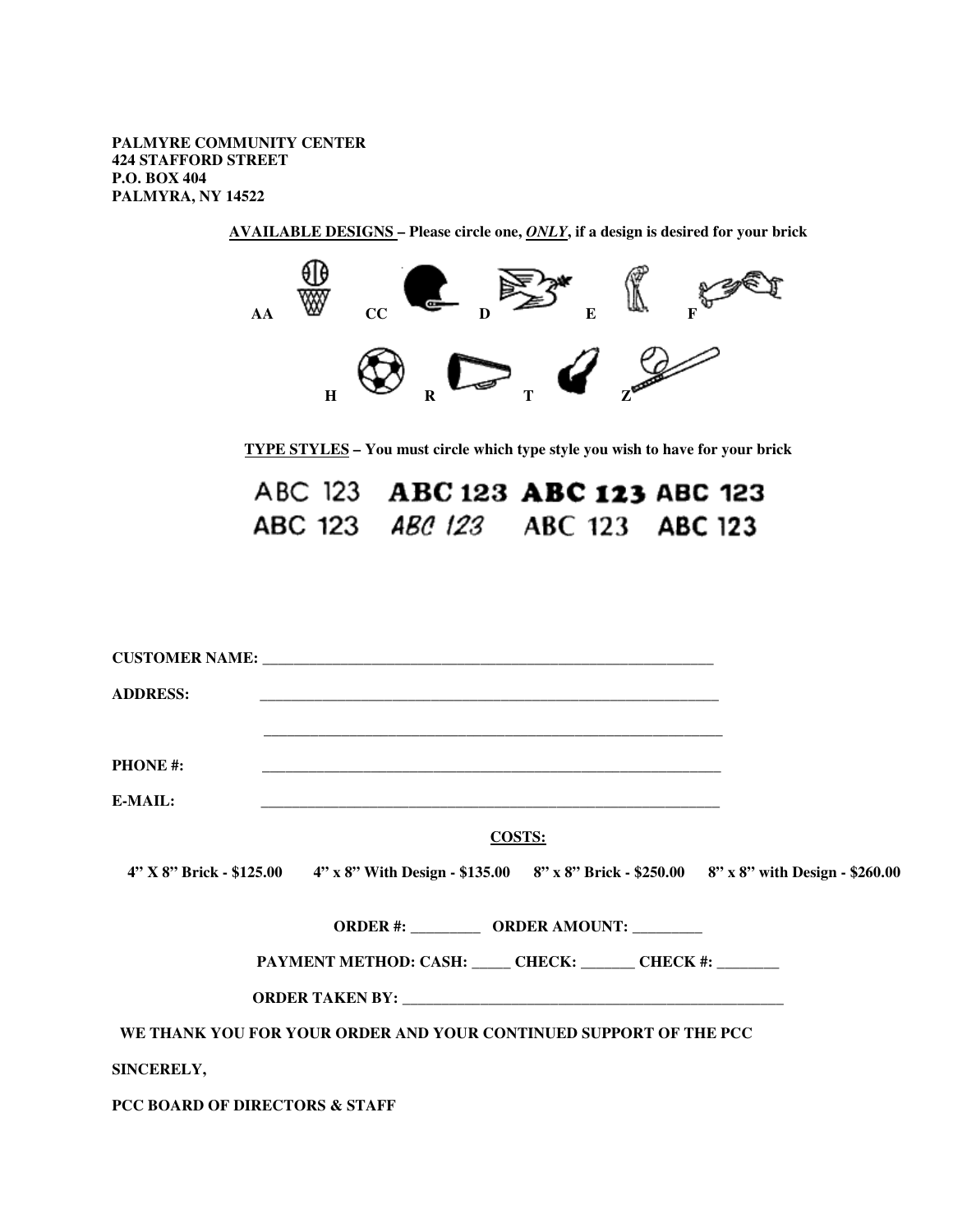**PALMYRE COMMUNITY CENTER**
**424 STAFFORD STREET**
**P.O. BOX 404**
**PALMYRA, NY 14522**

**AVAILABLE DESIGNS – Please circle one, *ONLY*, if a design is desired for your brick**

AA CC D E F

H R T Z

**TYPE STYLES – You must circle which type style you wish to have for your brick**

ABC 123 ABC 123 ABC 123 ABC 123
ABC 123 ABC 123 ABC 123 ABC 123

**CUSTOMER NAME:** ____________________________________________________________

**ADDRESS:** ____________________________________________________________

____________________________________________________________

**PHONE #:** ____________________________________________________________

**E-MAIL:** ____________________________________________________________

**COSTS:**

**4" X 8" Brick - $125.00 4" x 8" With Design - $135.00 8" x 8" Brick - $250.00 8" x 8" with Design - $260.00**

**ORDER #:** _________ **ORDER AMOUNT:** _________

**PAYMENT METHOD: CASH:** _____ **CHECK:** _______ **CHECK #:** ________

**ORDER TAKEN BY:** ____________________________________________________

**WE THANK YOU FOR YOUR ORDER AND YOUR CONTINUED SUPPORT OF THE PCC**

**SINCERELY,**

**PCC BOARD OF DIRECTORS & STAFF**